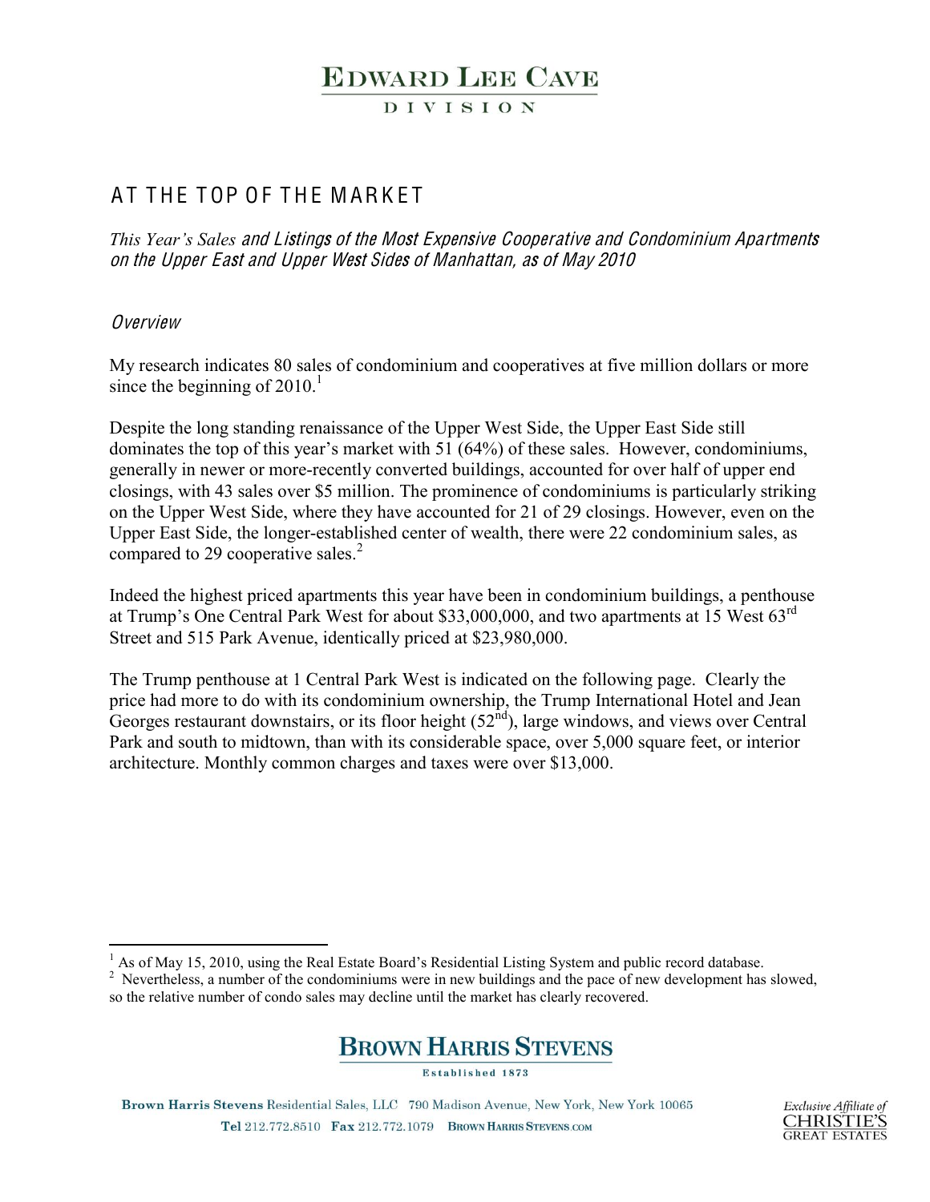EDWARD LEE CAVE
DIVISION

# AT THE TOP OF THE MARKET

*This Year's Sales and Listings of the Most Expensive Cooperative and Condominium Apartments on the Upper East and Upper West Sides of Manhattan, as of May 2010*

## *Overview*

My research indicates 80 sales of condominium and cooperatives at five million dollars or more since the beginning of 2010.[1]

Despite the long standing renaissance of the Upper West Side, the Upper East Side still dominates the top of this year's market with 51 (64%) of these sales. However, condominiums, generally in newer or more-recently converted buildings, accounted for over half of upper end closings, with 43 sales over $5 million. The prominence of condominiums is particularly striking on the Upper West Side, where they have accounted for 21 of 29 closings. However, even on the Upper East Side, the longer-established center of wealth, there were 22 condominium sales, as compared to 29 cooperative sales.[2]

Indeed the highest priced apartments this year have been in condominium buildings, a penthouse at Trump's One Central Park West for about $33,000,000, and two apartments at 15 West 63rd Street and 515 Park Avenue, identically priced at $23,980,000.

The Trump penthouse at 1 Central Park West is indicated on the following page. Clearly the price had more to do with its condominium ownership, the Trump International Hotel and Jean Georges restaurant downstairs, or its floor height (52nd), large windows, and views over Central Park and south to midtown, than with its considerable space, over 5,000 square feet, or interior architecture. Monthly common charges and taxes were over $13,000.

---

[1] As of May 15, 2010, using the Real Estate Board's Residential Listing System and public record database.

[2] Nevertheless, a number of the condominiums were in new buildings and the pace of new development has slowed, so the relative number of condo sales may decline until the market has clearly recovered.

BROWN HARRIS STEVENS
Established 1873

Brown Harris Stevens Residential Sales, LLC 790 Madison Avenue, New York, New York 10065
Tel 212.772.8510 Fax 212.772.1079 BROWNHARRISSTEVENS.COM

Exclusive Affiliate of CHRISTIE'S GREAT ESTATES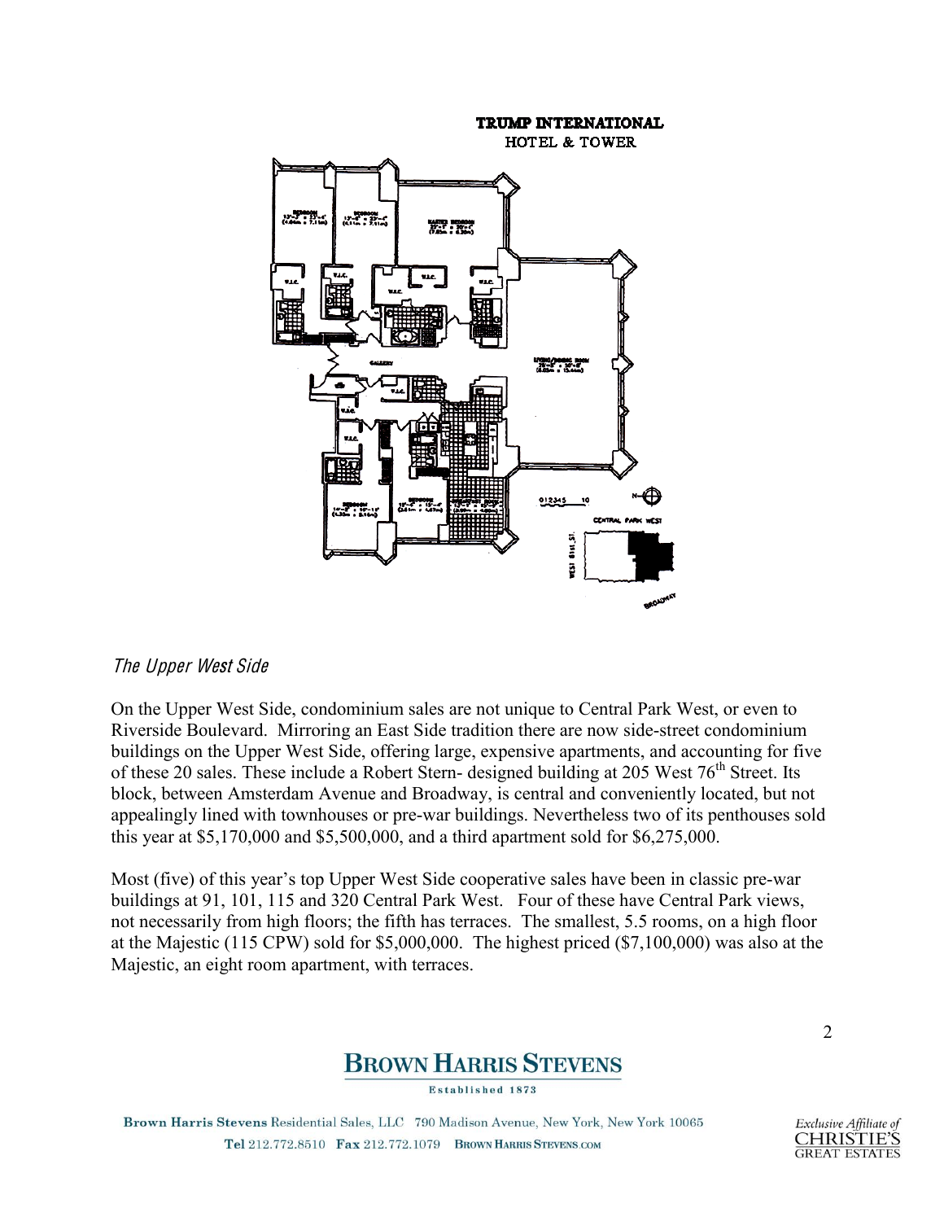TRUMP INTERNATIONAL

HOTEL & TOWER

*The Upper West Side*

On the Upper West Side, condominium sales are not unique to Central Park West, or even to Riverside Boulevard. Mirroring an East Side tradition there are now side-street condominium buildings on the Upper West Side, offering large, expensive apartments, and accounting for five of these 20 sales. These include a Robert Stern- designed building at 205 West 76th Street. Its block, between Amsterdam Avenue and Broadway, is central and conveniently located, but not appealingly lined with townhouses or pre-war buildings. Nevertheless two of its penthouses sold this year at $5,170,000 and $5,500,000, and a third apartment sold for $6,275,000.

Most (five) of this year's top Upper West Side cooperative sales have been in classic pre-war buildings at 91, 101, 115 and 320 Central Park West. Four of these have Central Park views, not necessarily from high floors; the fifth has terraces. The smallest, 5.5 rooms, on a high floor at the Majestic (115 CPW) sold for $5,000,000. The highest priced ($7,100,000) was also at the Majestic, an eight room apartment, with terraces.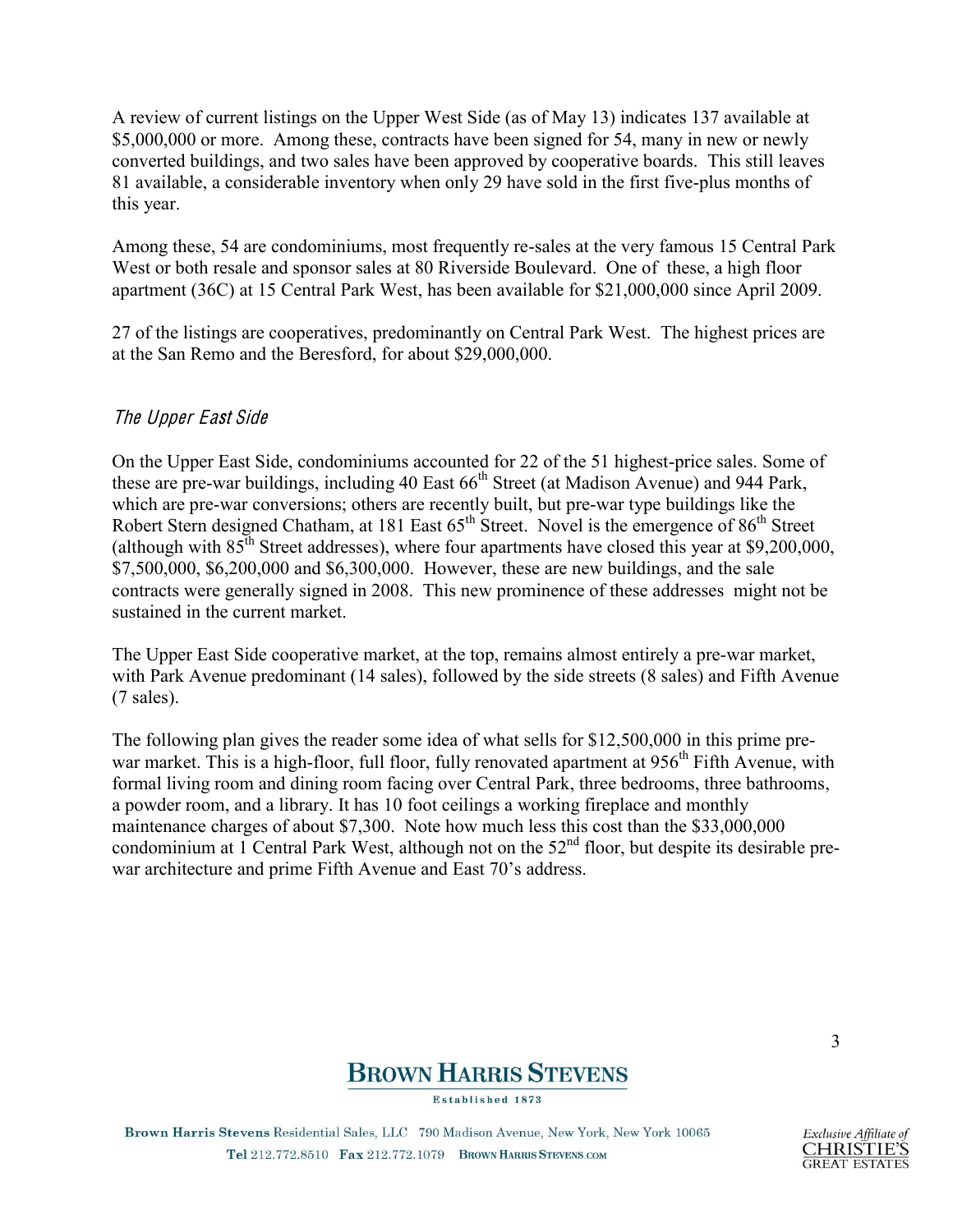A review of current listings on the Upper West Side (as of May 13) indicates 137 available at \$5,000,000 or more. Among these, contracts have been signed for 54, many in new or newly converted buildings, and two sales have been approved by cooperative boards. This still leaves 81 available, a considerable inventory when only 29 have sold in the first five-plus months of this year.

Among these, 54 are condominiums, most frequently re-sales at the very famous 15 Central Park West or both resale and sponsor sales at 80 Riverside Boulevard. One of these, a high floor apartment (36C) at 15 Central Park West, has been available for \$21,000,000 since April 2009.

27 of the listings are cooperatives, predominantly on Central Park West. The highest prices are at the San Remo and the Beresford, for about \$29,000,000.

### *The Upper East Side*

On the Upper East Side, condominiums accounted for 22 of the 51 highest-price sales. Some of these are pre-war buildings, including 40 East 66th Street (at Madison Avenue) and 944 Park, which are pre-war conversions; others are recently built, but pre-war type buildings like the Robert Stern designed Chatham, at 181 East 65th Street. Novel is the emergence of 86th Street (although with 85th Street addresses), where four apartments have closed this year at \$9,200,000, \$7,500,000, \$6,200,000 and \$6,300,000. However, these are new buildings, and the sale contracts were generally signed in 2008. This new prominence of these addresses might not be sustained in the current market.

The Upper East Side cooperative market, at the top, remains almost entirely a pre-war market, with Park Avenue predominant (14 sales), followed by the side streets (8 sales) and Fifth Avenue (7 sales).

The following plan gives the reader some idea of what sells for \$12,500,000 in this prime pre-war market. This is a high-floor, full floor, fully renovated apartment at 956th Fifth Avenue, with formal living room and dining room facing over Central Park, three bedrooms, three bathrooms, a powder room, and a library. It has 10 foot ceilings a working fireplace and monthly maintenance charges of about \$7,300. Note how much less this cost than the \$33,000,000 condominium at 1 Central Park West, although not on the 52nd floor, but despite its desirable pre-war architecture and prime Fifth Avenue and East 70's address.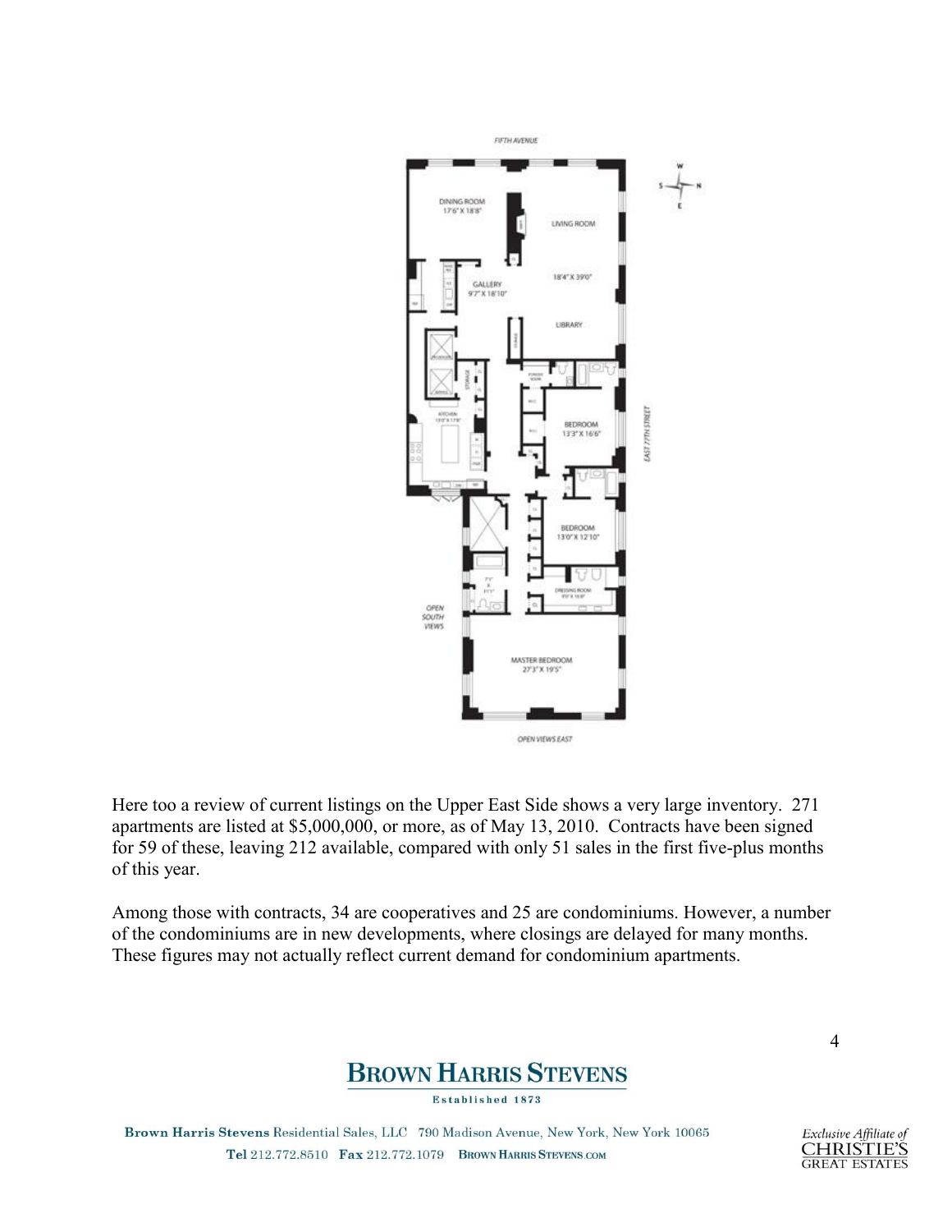Here too a review of current listings on the Upper East Side shows a very large inventory. 271 apartments are listed at $5,000,000, or more, as of May 13, 2010. Contracts have been signed for 59 of these, leaving 212 available, compared with only 51 sales in the first five-plus months of this year.

Among those with contracts, 34 are cooperatives and 25 are condominiums. However, a number of the condominiums are in new developments, where closings are delayed for many months. These figures may not actually reflect current demand for condominium apartments.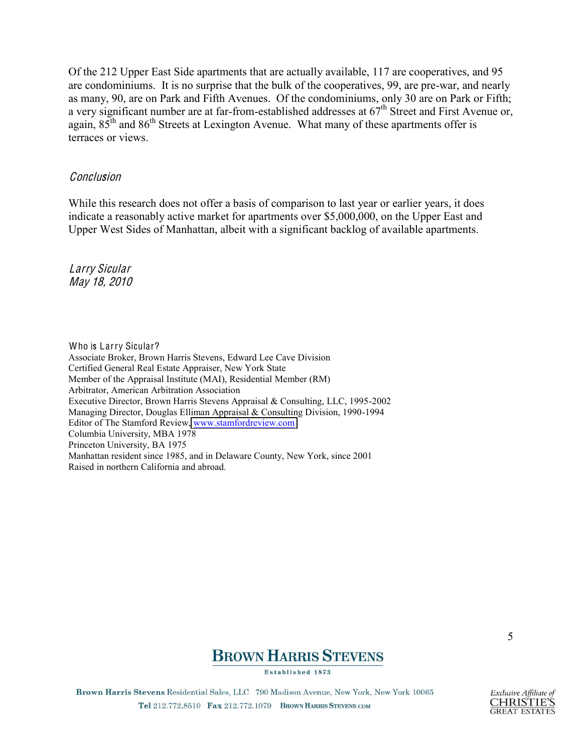Of the 212 Upper East Side apartments that are actually available, 117 are cooperatives, and 95 are condominiums. It is no surprise that the bulk of the cooperatives, 99, are pre-war, and nearly as many, 90, are on Park and Fifth Avenues. Of the condominiums, only 30 are on Park or Fifth; a very significant number are at far-from-established addresses at 67th Street and First Avenue or, again, 85th and 86th Streets at Lexington Avenue. What many of these apartments offer is terraces or views.

## *Conclusion*

While this research does not offer a basis of comparison to last year or earlier years, it does indicate a reasonably active market for apartments over $5,000,000, on the Upper East and Upper West Sides of Manhattan, albeit with a significant backlog of available apartments.

*Larry Sicular*
*May 18, 2010*

Who is Larry Sicular?
Associate Broker, Brown Harris Stevens, Edward Lee Cave Division
Certified General Real Estate Appraiser, New York State
Member of the Appraisal Institute (MAI), Residential Member (RM)
Arbitrator, American Arbitration Association
Executive Director, Brown Harris Stevens Appraisal & Consulting, LLC, 1995-2002
Managing Director, Douglas Elliman Appraisal & Consulting Division, 1990-1994
Editor of The Stamford Review, www.stamfordreview.com
Columbia University, MBA 1978
Princeton University, BA 1975
Manhattan resident since 1985, and in Delaware County, New York, since 2001
Raised in northern California and abroad.